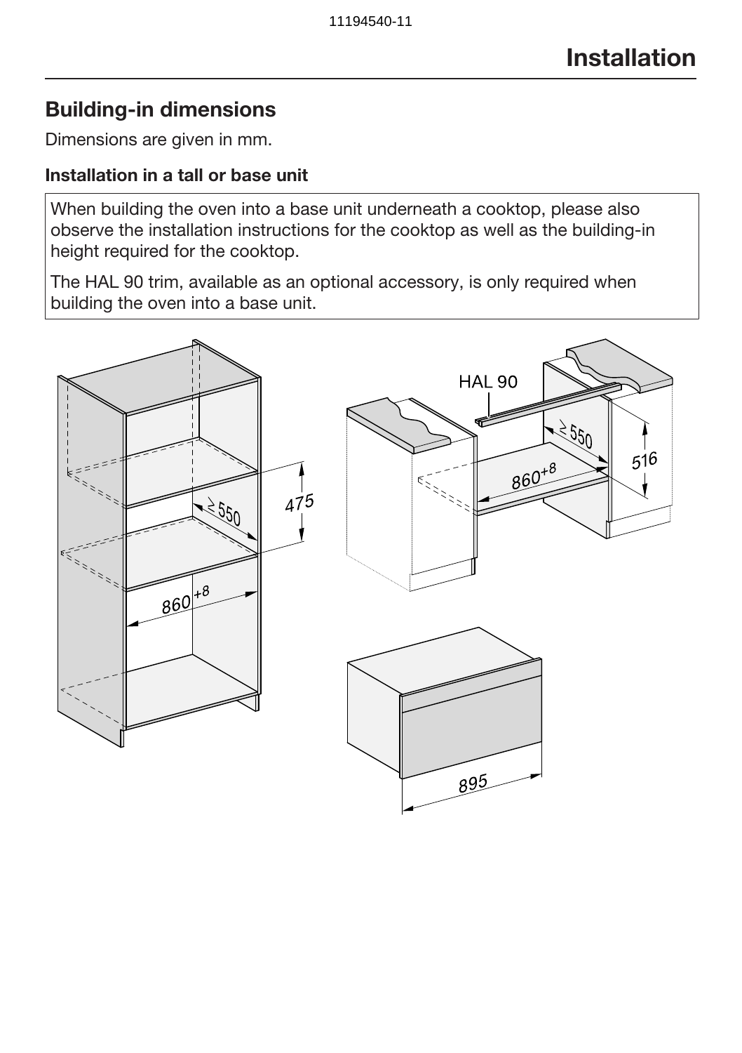# Installation

## Building-in dimensions

Dimensions are given in mm.

### Installation in a tall or base unit

When building the oven into a base unit underneath a cooktop, please also observe the installation instructions for the cooktop as well as the building-in height required for the cooktop.

The HAL 90 trim, available as an optional accessory, is only required when building the oven into a base unit.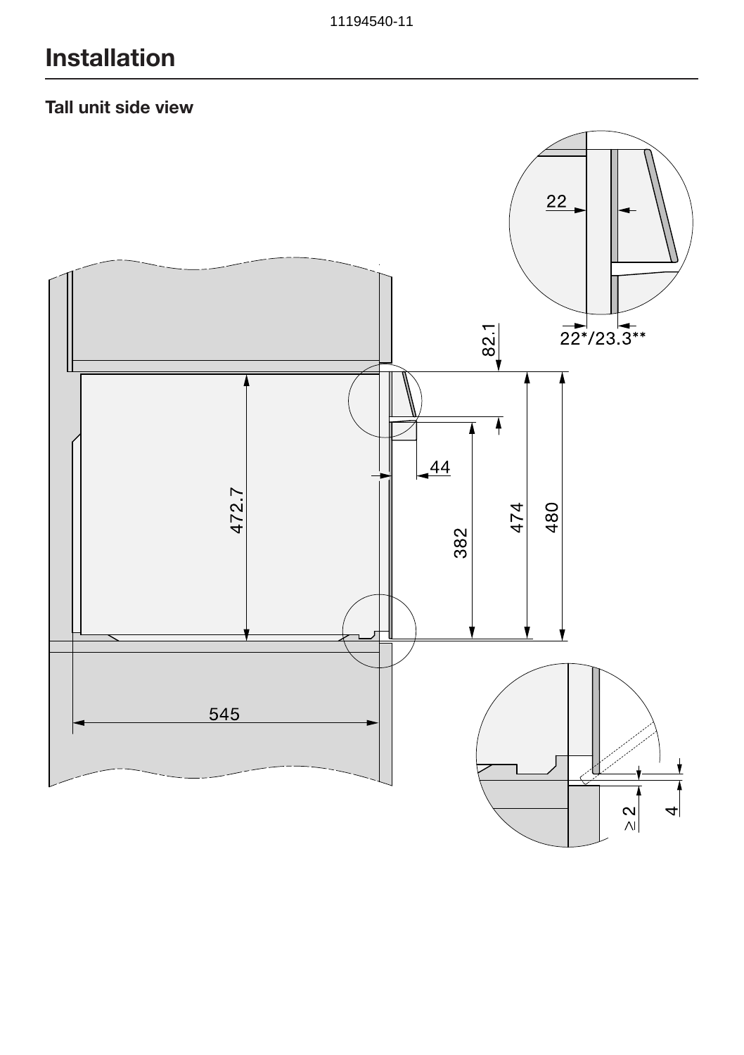# Installation

### Tall unit side view

22

82.1

22*/23.3**

44

472.7

382

474

480

545

≥ 2

4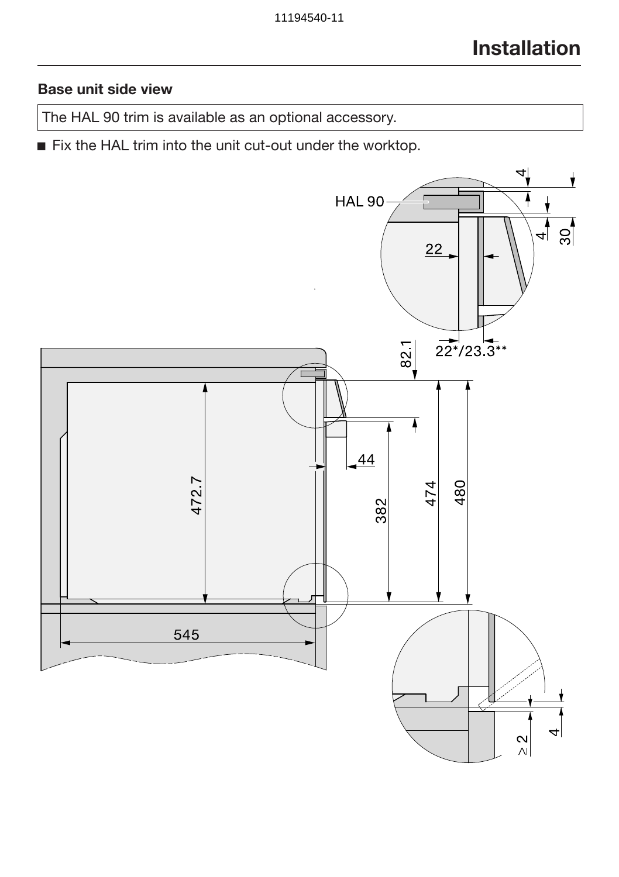# Installation

### Base unit side view

The HAL 90 trim is available as an optional accessory.

- Fix the HAL trim into the unit cut-out under the worktop.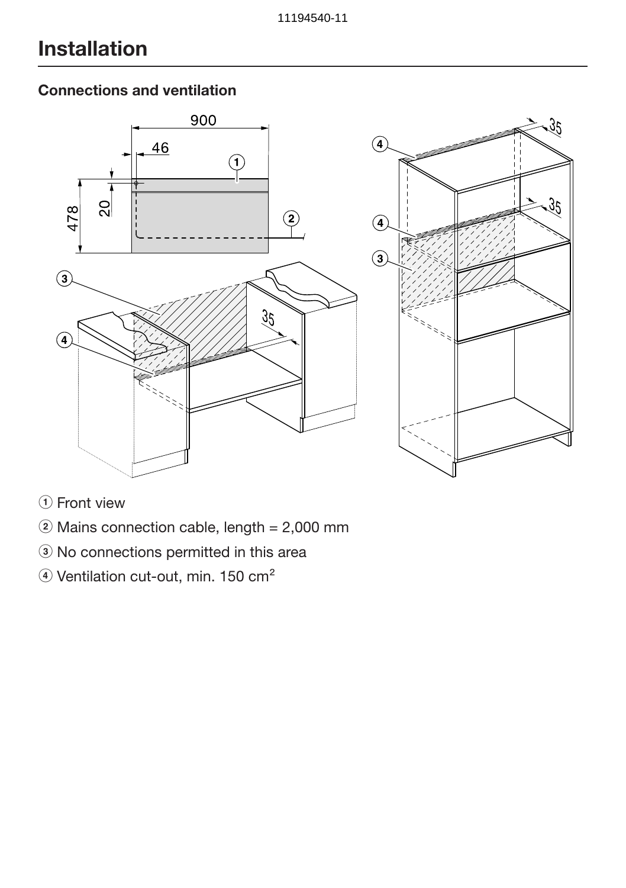# Installation

### Connections and ventilation

① Front view

② Mains connection cable, length = 2,000 mm

③ No connections permitted in this area

④ Ventilation cut-out, min. 150 $cm^2$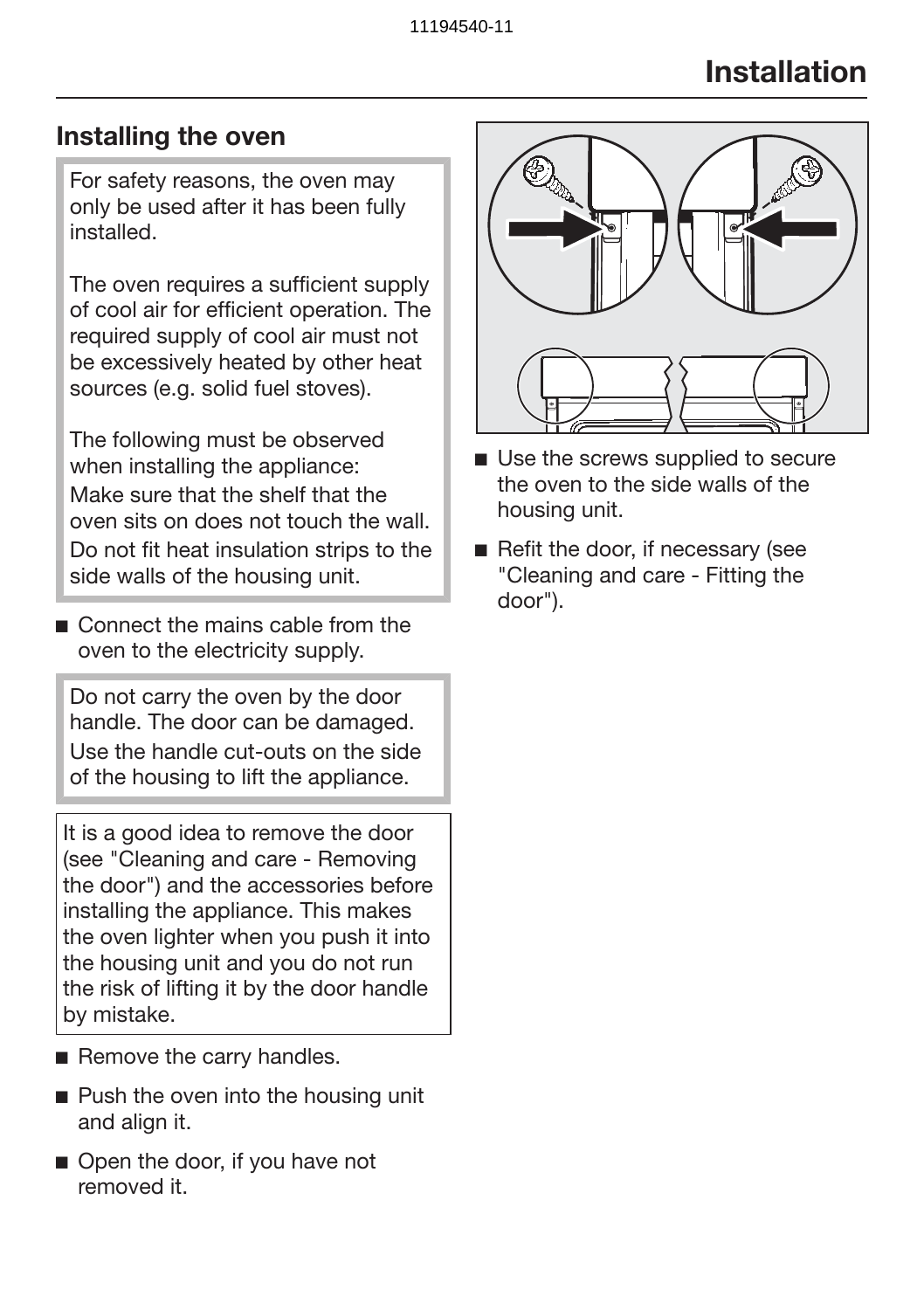# Installation

## Installing the oven

For safety reasons, the oven may only be used after it has been fully installed.

The oven requires a sufficient supply of cool air for efficient operation. The required supply of cool air must not be excessively heated by other heat sources (e.g. solid fuel stoves).

The following must be observed when installing the appliance:
Make sure that the shelf that the oven sits on does not touch the wall.
Do not fit heat insulation strips to the side walls of the housing unit.

- Connect the mains cable from the oven to the electricity supply.

Do not carry the oven by the door handle. The door can be damaged.
Use the handle cut-outs on the side of the housing to lift the appliance.

It is a good idea to remove the door (see "Cleaning and care - Removing the door") and the accessories before installing the appliance. This makes the oven lighter when you push it into the housing unit and you do not run the risk of lifting it by the door handle by mistake.

- Remove the carry handles.
- Push the oven into the housing unit and align it.
- Open the door, if you have not removed it.
- Use the screws supplied to secure the oven to the side walls of the housing unit.
- Refit the door, if necessary (see "Cleaning and care - Fitting the door").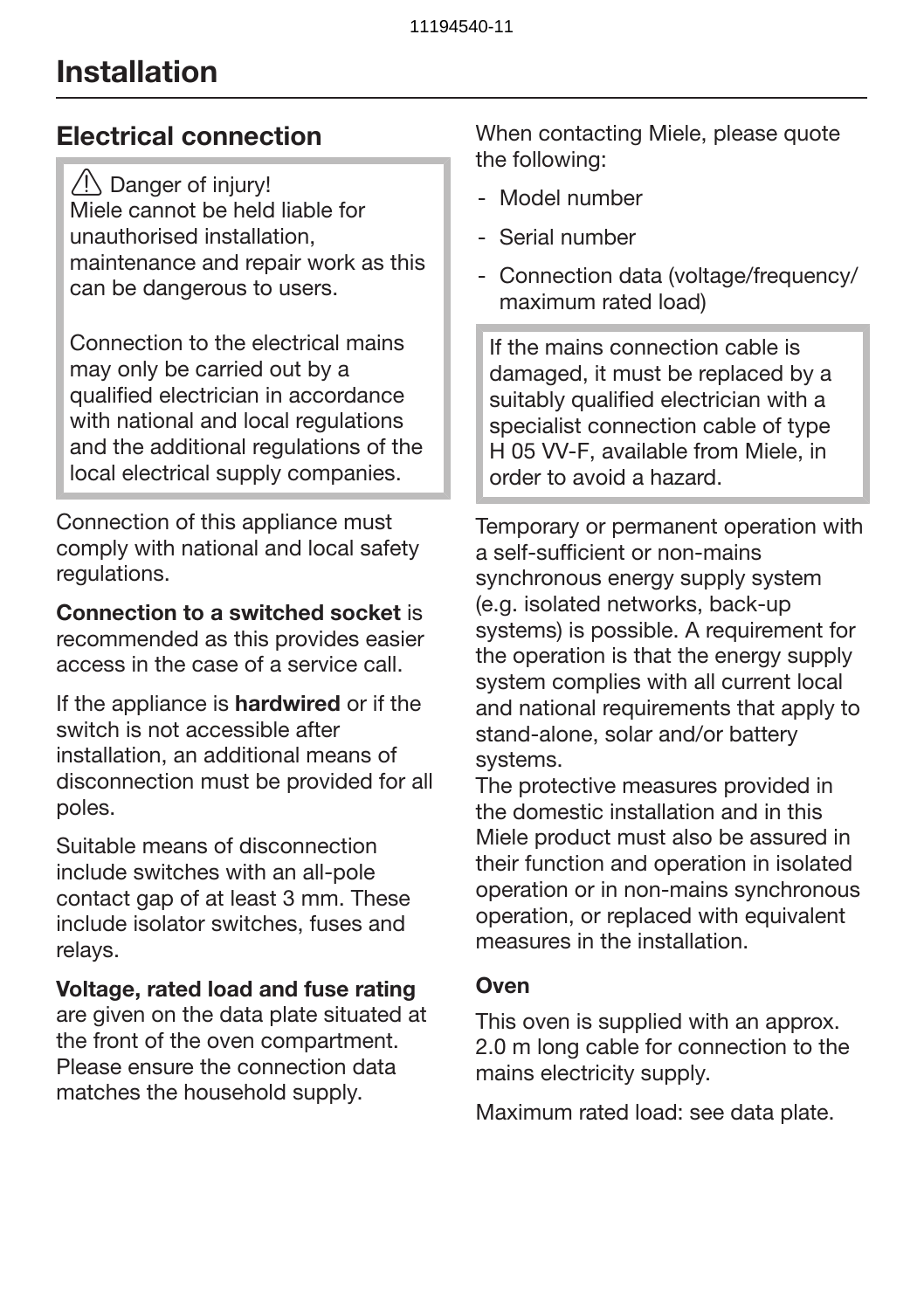# Installation

## Electrical connection

⚠ Danger of injury!
Miele cannot be held liable for unauthorised installation, maintenance and repair work as this can be dangerous to users.

Connection to the electrical mains may only be carried out by a qualified electrician in accordance with national and local regulations and the additional regulations of the local electrical supply companies.

Connection of this appliance must comply with national and local safety regulations.

**Connection to a switched socket** is recommended as this provides easier access in the case of a service call.

If the appliance is **hardwired** or if the switch is not accessible after installation, an additional means of disconnection must be provided for all poles.

Suitable means of disconnection include switches with an all-pole contact gap of at least 3 mm. These include isolator switches, fuses and relays.

**Voltage, rated load and fuse rating** are given on the data plate situated at the front of the oven compartment. Please ensure the connection data matches the household supply.

When contacting Miele, please quote the following:

- Model number
- Serial number
- Connection data (voltage/frequency/ maximum rated load)

If the mains connection cable is damaged, it must be replaced by a suitably qualified electrician with a specialist connection cable of type H 05 VV-F, available from Miele, in order to avoid a hazard.

Temporary or permanent operation with a self-sufficient or non-mains synchronous energy supply system (e.g. isolated networks, back-up systems) is possible. A requirement for the operation is that the energy supply system complies with all current local and national requirements that apply to stand-alone, solar and/or battery systems.
The protective measures provided in the domestic installation and in this Miele product must also be assured in their function and operation in isolated operation or in non-mains synchronous operation, or replaced with equivalent measures in the installation.

### Oven

This oven is supplied with an approx. 2.0 m long cable for connection to the mains electricity supply.

Maximum rated load: see data plate.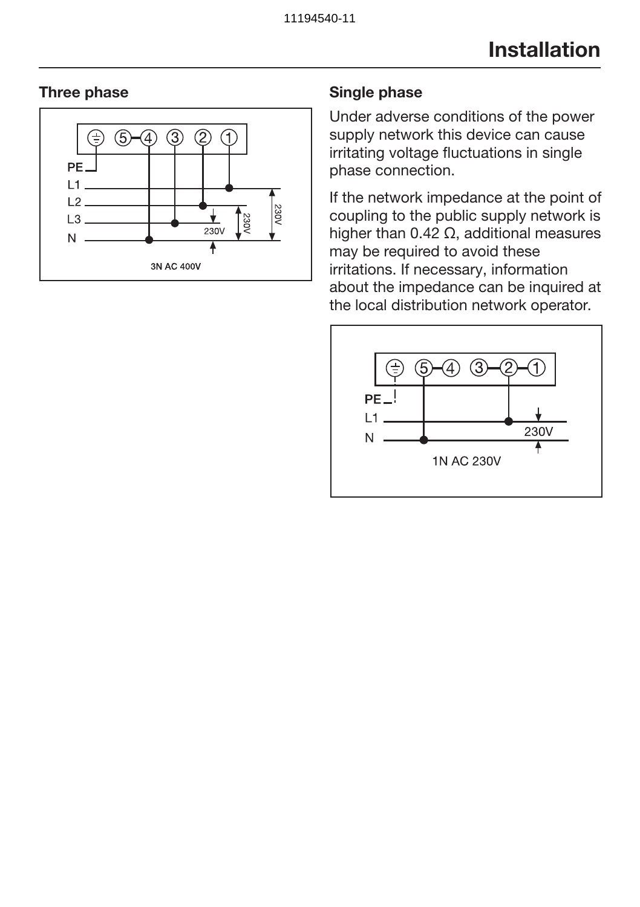# Installation

## Three phase

PE
L1
L2
L3
N
230V
230V
230V
3N AC 400V

## Single phase

Under adverse conditions of the power supply network this device can cause irritating voltage fluctuations in single phase connection.

If the network impedance at the point of coupling to the public supply network is higher than 0.42 Ω, additional measures may be required to avoid these irritations. If necessary, information about the impedance can be inquired at the local distribution network operator.

PE
L1
N
230V
1N AC 230V